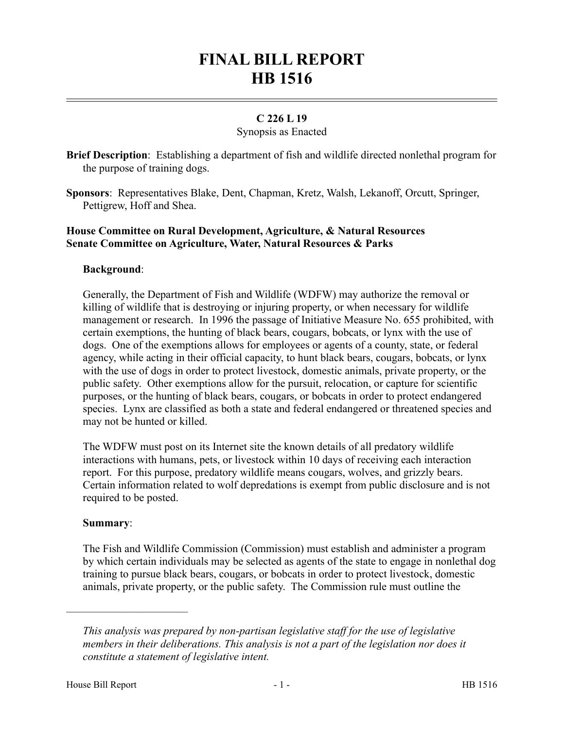# FINAL BILL REPORT
# HB 1516

**C 226 L 19**

Synopsis as Enacted

**Brief Description**: Establishing a department of fish and wildlife directed nonlethal program for the purpose of training dogs.

**Sponsors**: Representatives Blake, Dent, Chapman, Kretz, Walsh, Lekanoff, Orcutt, Springer, Pettigrew, Hoff and Shea.

**House Committee on Rural Development, Agriculture, & Natural Resources**
**Senate Committee on Agriculture, Water, Natural Resources & Parks**

**Background**:

Generally, the Department of Fish and Wildlife (WDFW) may authorize the removal or killing of wildlife that is destroying or injuring property, or when necessary for wildlife management or research. In 1996 the passage of Initiative Measure No. 655 prohibited, with certain exemptions, the hunting of black bears, cougars, bobcats, or lynx with the use of dogs. One of the exemptions allows for employees or agents of a county, state, or federal agency, while acting in their official capacity, to hunt black bears, cougars, bobcats, or lynx with the use of dogs in order to protect livestock, domestic animals, private property, or the public safety. Other exemptions allow for the pursuit, relocation, or capture for scientific purposes, or the hunting of black bears, cougars, or bobcats in order to protect endangered species. Lynx are classified as both a state and federal endangered or threatened species and may not be hunted or killed.

The WDFW must post on its Internet site the known details of all predatory wildlife interactions with humans, pets, or livestock within 10 days of receiving each interaction report. For this purpose, predatory wildlife means cougars, wolves, and grizzly bears. Certain information related to wolf depredations is exempt from public disclosure and is not required to be posted.

**Summary**:

The Fish and Wildlife Commission (Commission) must establish and administer a program by which certain individuals may be selected as agents of the state to engage in nonlethal dog training to pursue black bears, cougars, or bobcats in order to protect livestock, domestic animals, private property, or the public safety. The Commission rule must outline the

---

*This analysis was prepared by non-partisan legislative staff for the use of legislative members in their deliberations. This analysis is not a part of the legislation nor does it constitute a statement of legislative intent.*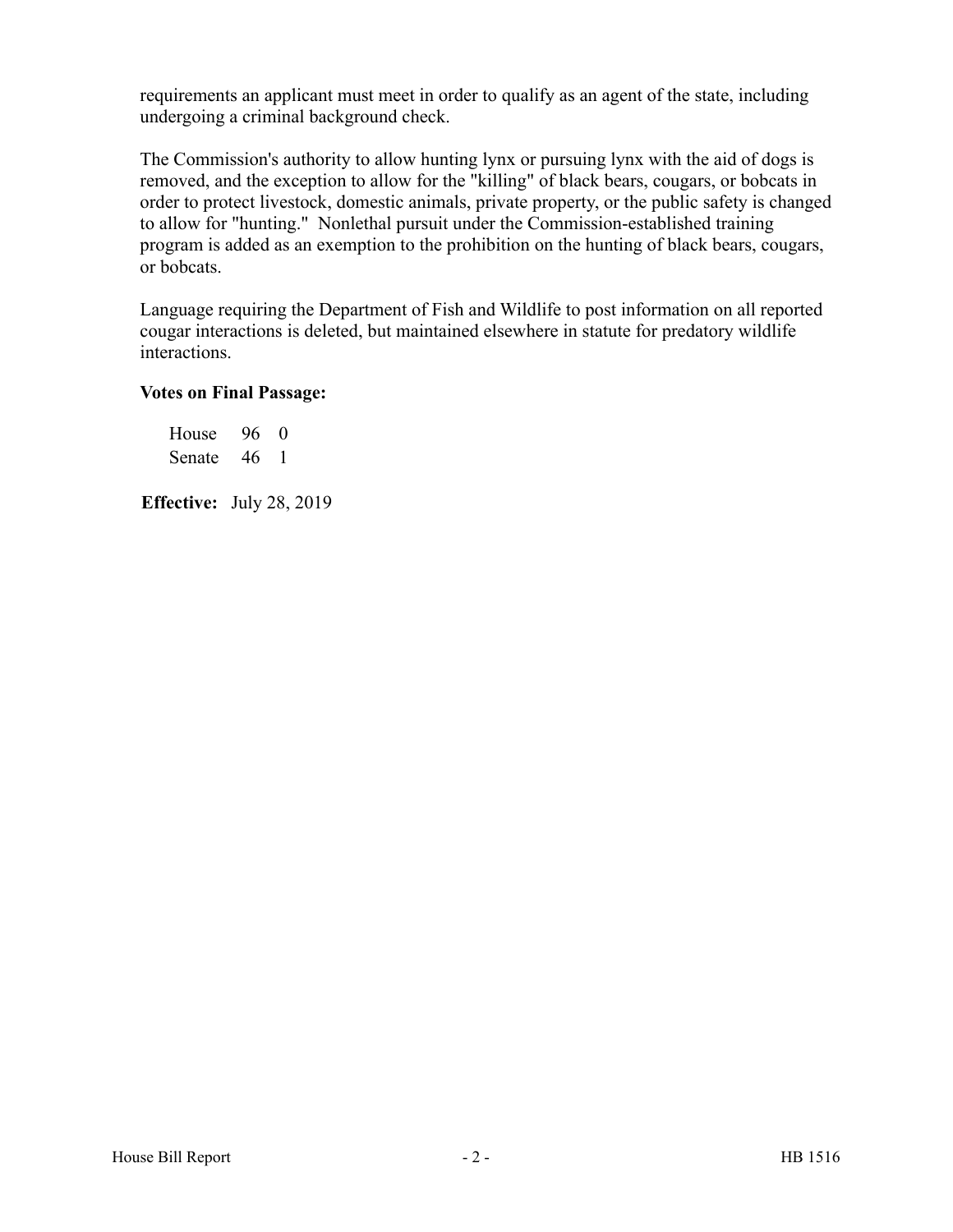requirements an applicant must meet in order to qualify as an agent of the state, including undergoing a criminal background check.

The Commission's authority to allow hunting lynx or pursuing lynx with the aid of dogs is removed, and the exception to allow for the "killing" of black bears, cougars, or bobcats in order to protect livestock, domestic animals, private property, or the public safety is changed to allow for "hunting." Nonlethal pursuit under the Commission-established training program is added as an exemption to the prohibition on the hunting of black bears, cougars, or bobcats.

Language requiring the Department of Fish and Wildlife to post information on all reported cougar interactions is deleted, but maintained elsewhere in statute for predatory wildlife interactions.

**Votes on Final Passage:**

| | | |
|---|---|---|
| House | 96 | 0 |
| Senate | 46 | 1 |

**Effective:** July 28, 2019